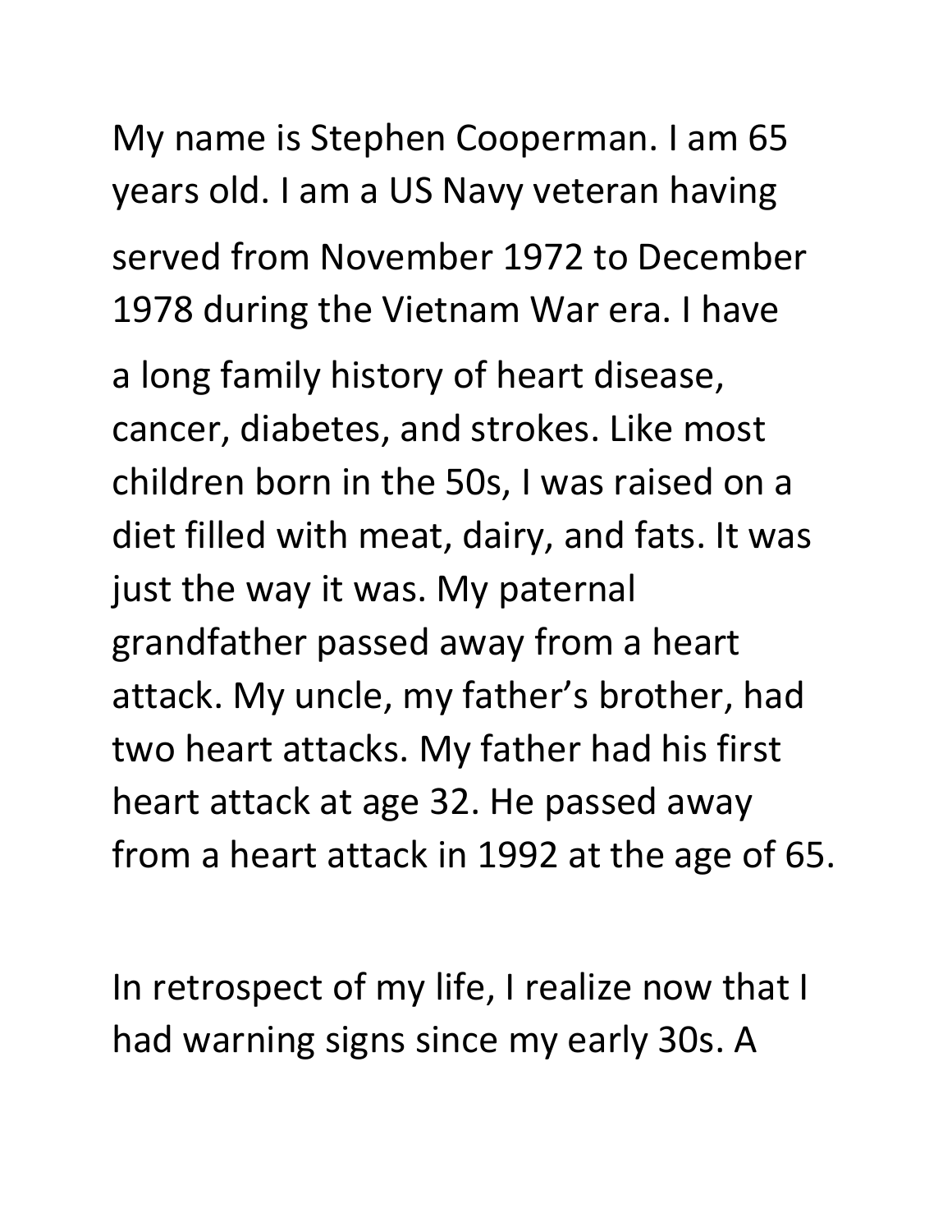My name is Stephen Cooperman. I am 65 years old. I am a US Navy veteran having served from November 1972 to December 1978 during the Vietnam War era. I have a long family history of heart disease, cancer, diabetes, and strokes. Like most children born in the 50s, I was raised on a diet filled with meat, dairy, and fats. It was just the way it was. My paternal grandfather passed away from a heart attack. My uncle, my father's brother, had two heart attacks. My father had his first heart attack at age 32. He passed away from a heart attack in 1992 at the age of 65.

In retrospect of my life, I realize now that I had warning signs since my early 30s. A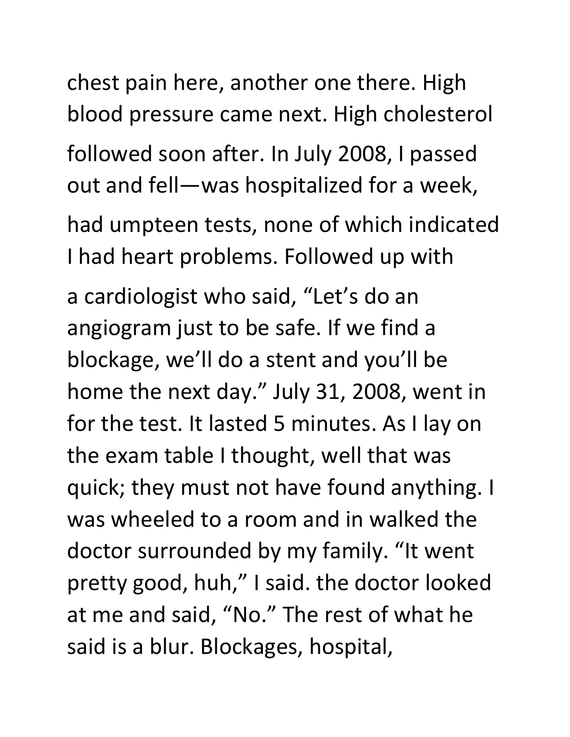chest pain here, another one there. High blood pressure came next. High cholesterol followed soon after. In July 2008, I passed out and fell—was hospitalized for a week, had umpteen tests, none of which indicated I had heart problems. Followed up with a cardiologist who said, "Let's do an angiogram just to be safe. If we find a blockage, we'll do a stent and you'll be home the next day." July 31, 2008, went in for the test. It lasted 5 minutes. As I lay on the exam table I thought, well that was quick; they must not have found anything. I was wheeled to a room and in walked the doctor surrounded by my family. "It went pretty good, huh," I said. the doctor looked at me and said, "No." The rest of what he said is a blur. Blockages, hospital,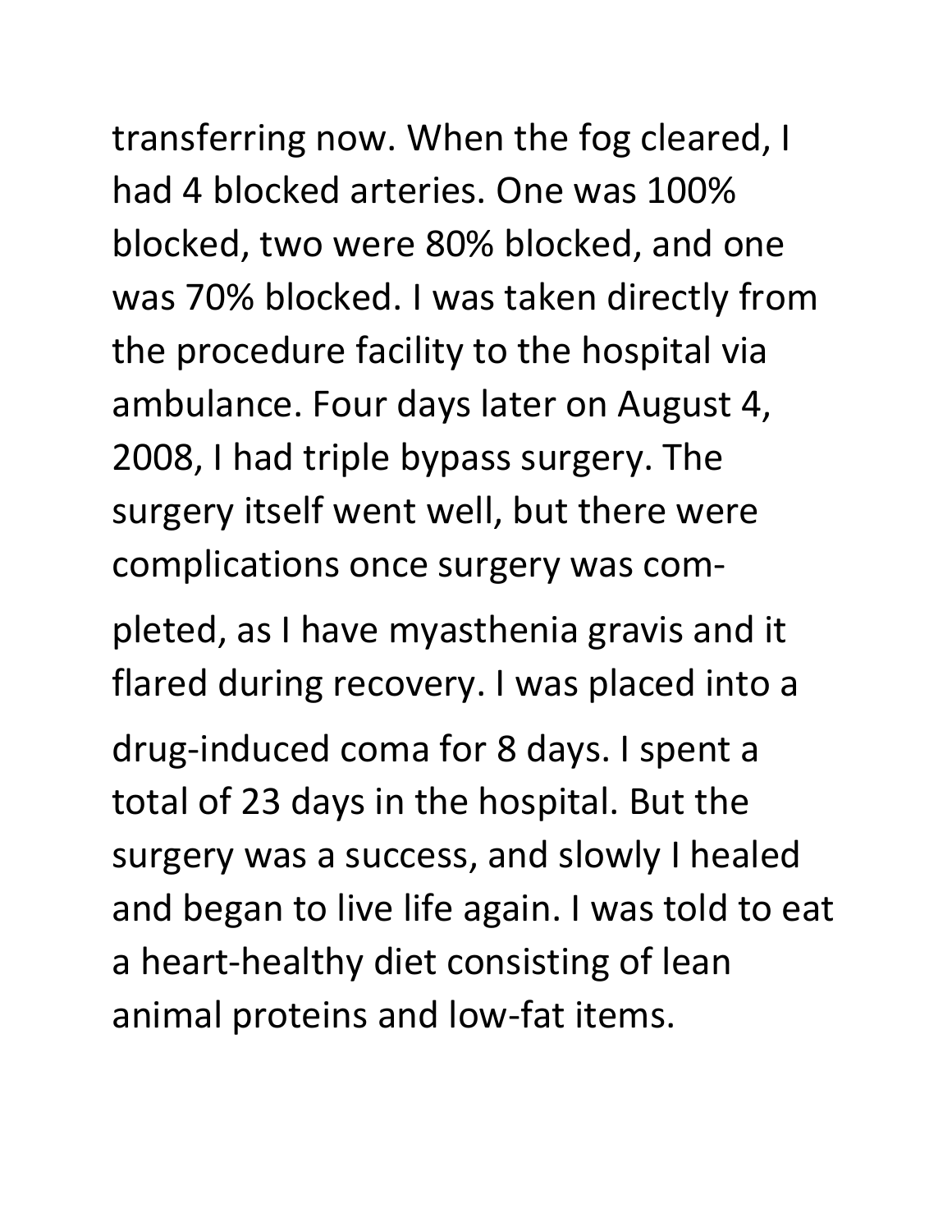transferring now. When the fog cleared, I had 4 blocked arteries. One was 100% blocked, two were 80% blocked, and one was 70% blocked. I was taken directly from the procedure facility to the hospital via ambulance. Four days later on August 4, 2008, I had triple bypass surgery. The surgery itself went well, but there were complications once surgery was completed, as I have myasthenia gravis and it flared during recovery. I was placed into a drug-induced coma for 8 days. I spent a total of 23 days in the hospital. But the surgery was a success, and slowly I healed and began to live life again. I was told to eat a heart-healthy diet consisting of lean animal proteins and low-fat items.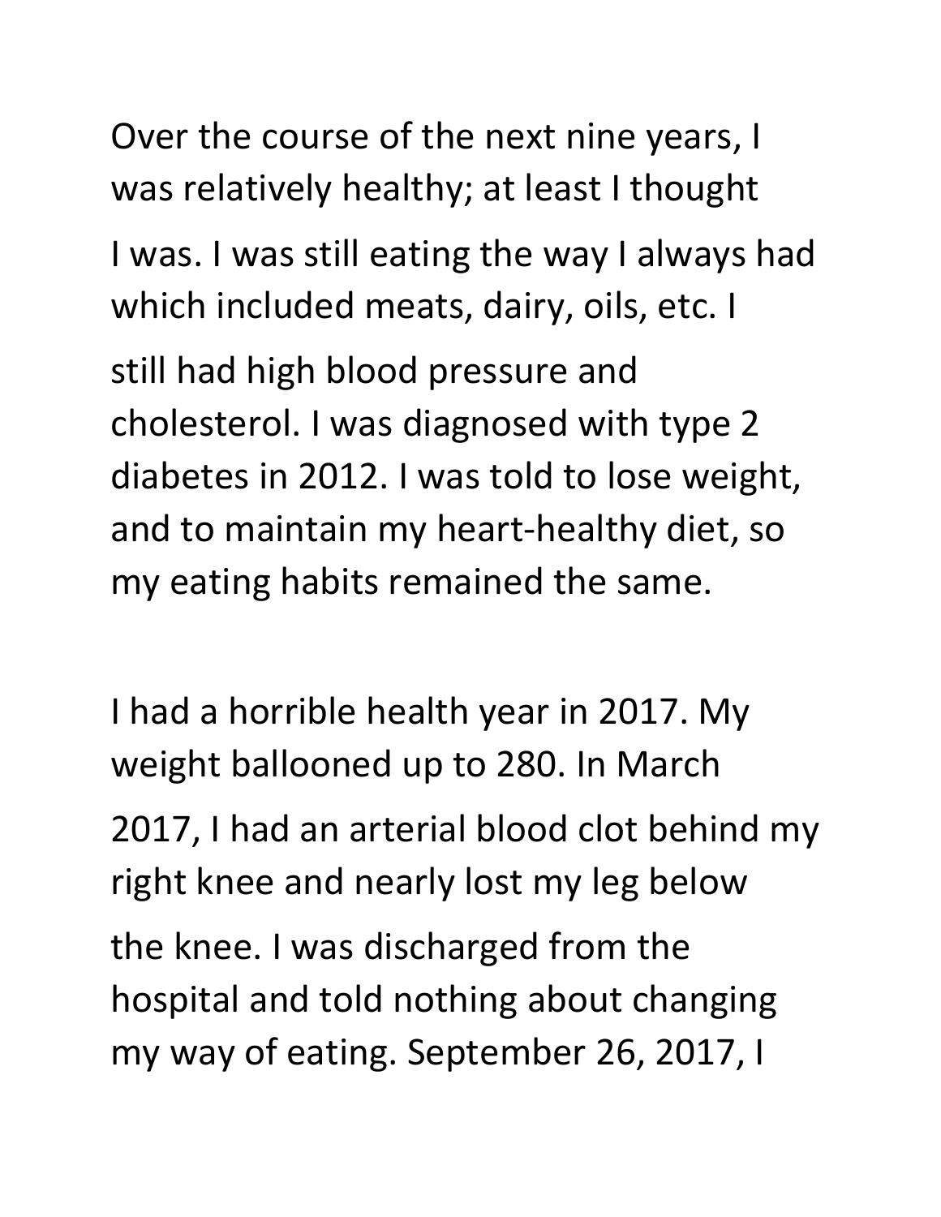Over the course of the next nine years, I was relatively healthy; at least I thought I was. I was still eating the way I always had which included meats, dairy, oils, etc. I still had high blood pressure and cholesterol. I was diagnosed with type 2 diabetes in 2012. I was told to lose weight, and to maintain my heart-healthy diet, so my eating habits remained the same.

I had a horrible health year in 2017. My weight ballooned up to 280. In March 2017, I had an arterial blood clot behind my right knee and nearly lost my leg below the knee. I was discharged from the hospital and told nothing about changing my way of eating. September 26, 2017, I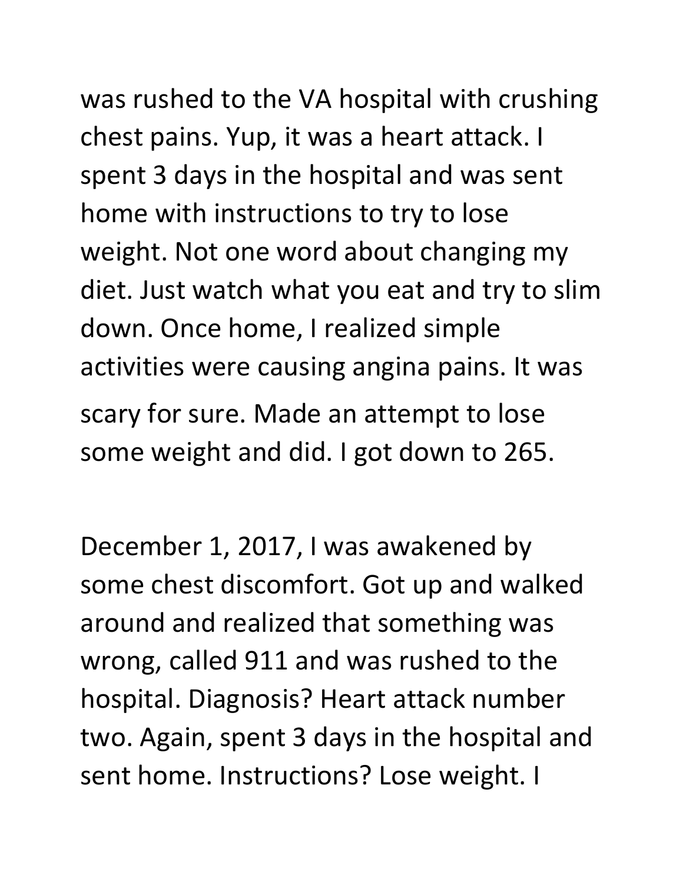was rushed to the VA hospital with crushing chest pains. Yup, it was a heart attack. I spent 3 days in the hospital and was sent home with instructions to try to lose weight. Not one word about changing my diet. Just watch what you eat and try to slim down. Once home, I realized simple activities were causing angina pains. It was scary for sure. Made an attempt to lose some weight and did. I got down to 265.

December 1, 2017, I was awakened by some chest discomfort. Got up and walked around and realized that something was wrong, called 911 and was rushed to the hospital. Diagnosis? Heart attack number two. Again, spent 3 days in the hospital and sent home. Instructions? Lose weight. I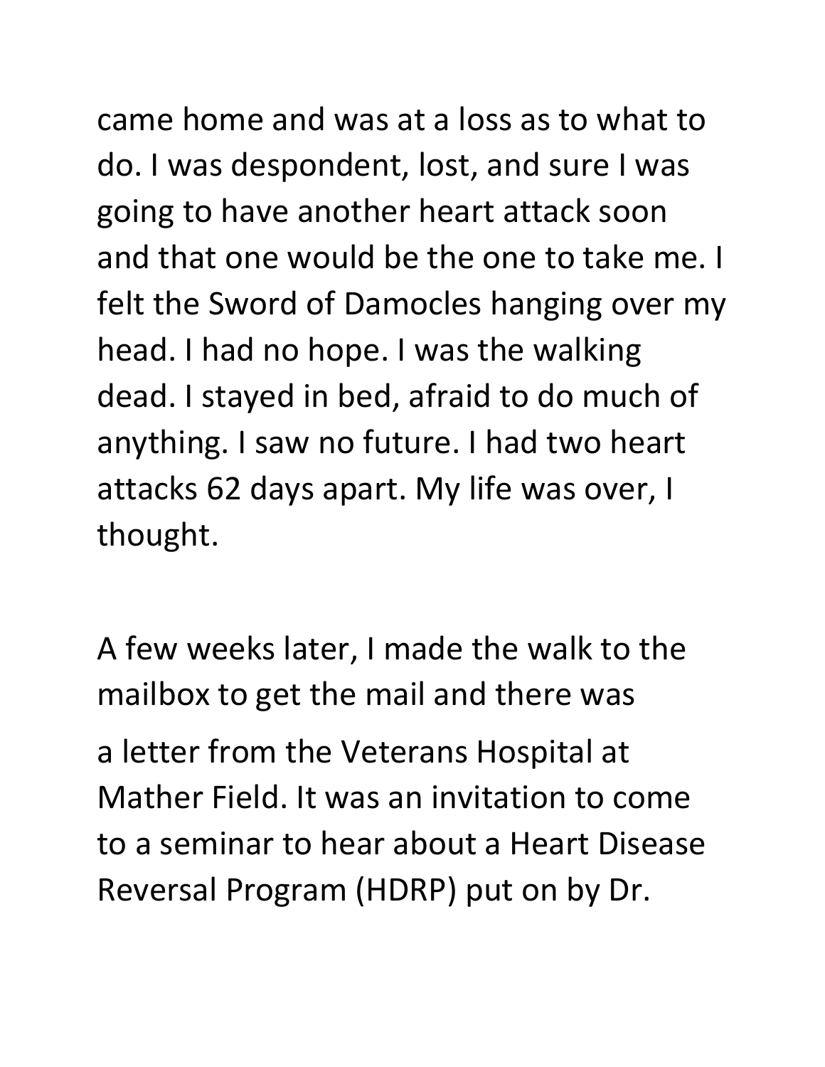came home and was at a loss as to what to do. I was despondent, lost, and sure I was going to have another heart attack soon and that one would be the one to take me. I felt the Sword of Damocles hanging over my head. I had no hope. I was the walking dead. I stayed in bed, afraid to do much of anything. I saw no future. I had two heart attacks 62 days apart. My life was over, I thought.

A few weeks later, I made the walk to the mailbox to get the mail and there was a letter from the Veterans Hospital at Mather Field. It was an invitation to come to a seminar to hear about a Heart Disease Reversal Program (HDRP) put on by Dr.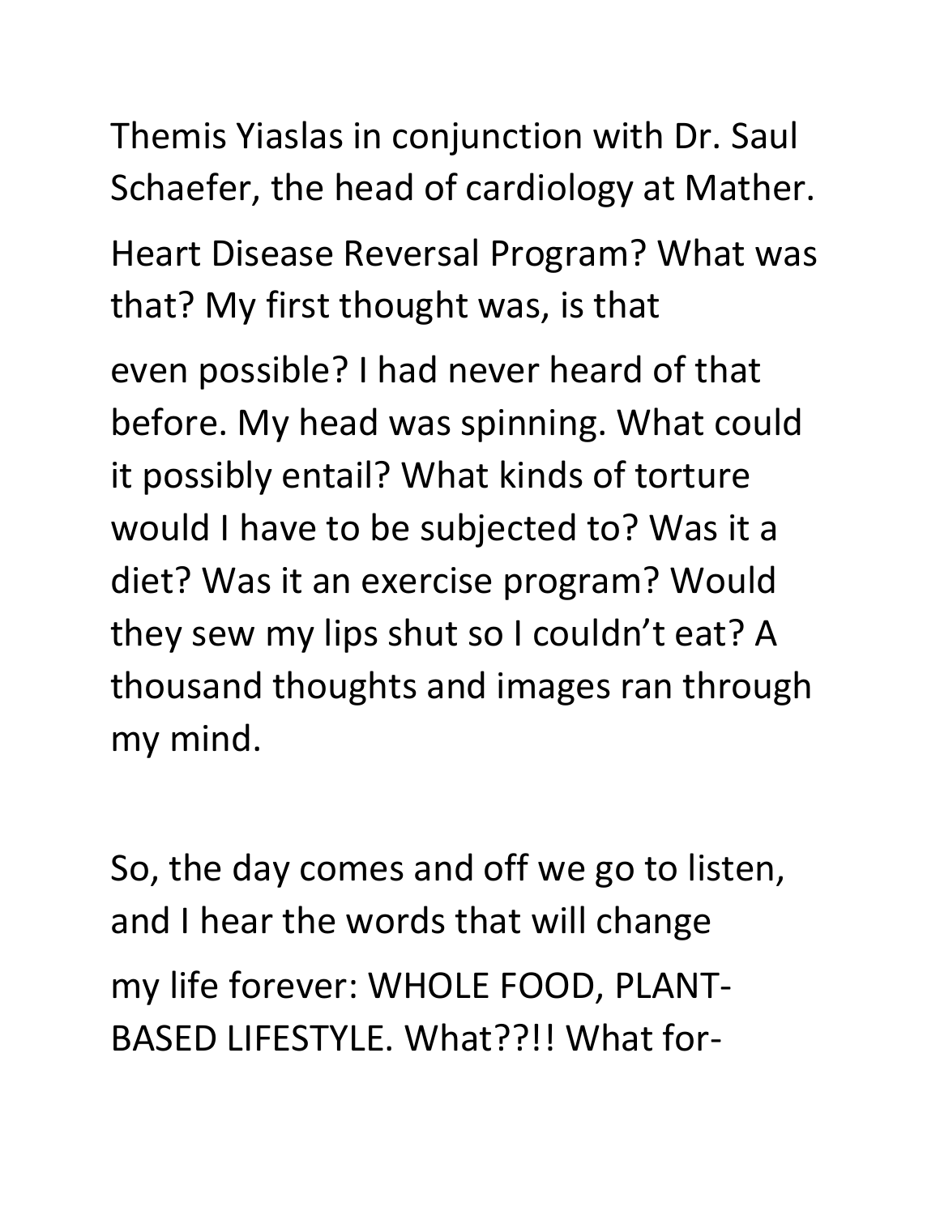Themis Yiaslas in conjunction with Dr. Saul Schaefer, the head of cardiology at Mather. Heart Disease Reversal Program? What was that? My first thought was, is that even possible? I had never heard of that before. My head was spinning. What could it possibly entail? What kinds of torture would I have to be subjected to? Was it a diet? Was it an exercise program? Would they sew my lips shut so I couldn't eat? A thousand thoughts and images ran through my mind.

So, the day comes and off we go to listen, and I hear the words that will change my life forever: WHOLE FOOD, PLANT-BASED LIFESTYLE. What??!! What for-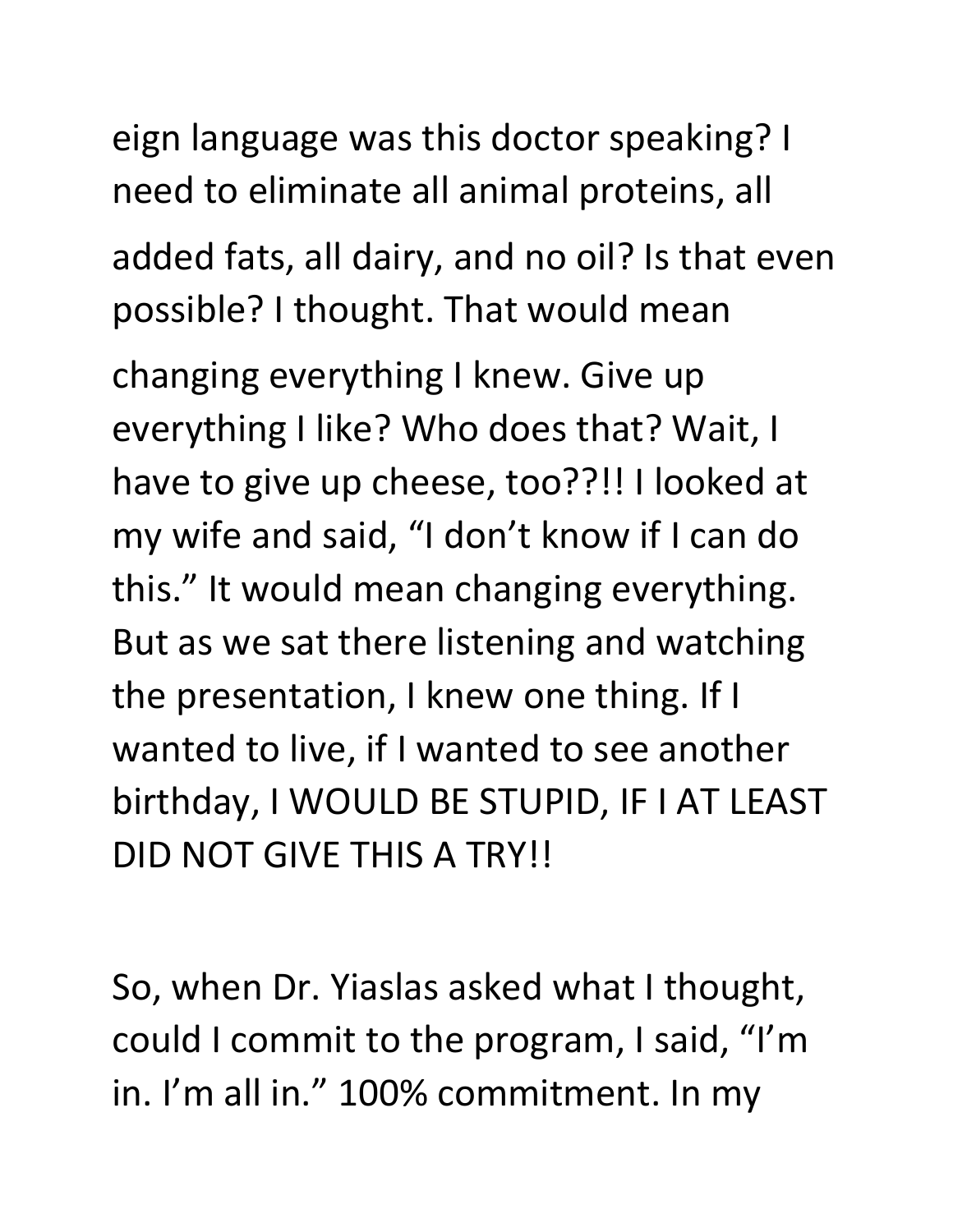eign language was this doctor speaking? I need to eliminate all animal proteins, all added fats, all dairy, and no oil? Is that even possible? I thought. That would mean changing everything I knew. Give up everything I like? Who does that? Wait, I have to give up cheese, too??!! I looked at my wife and said, "I don't know if I can do this." It would mean changing everything. But as we sat there listening and watching the presentation, I knew one thing. If I wanted to live, if I wanted to see another birthday, I WOULD BE STUPID, IF I AT LEAST DID NOT GIVE THIS A TRY!!

So, when Dr. Yiaslas asked what I thought, could I commit to the program, I said, "I'm in. I'm all in." 100% commitment. In my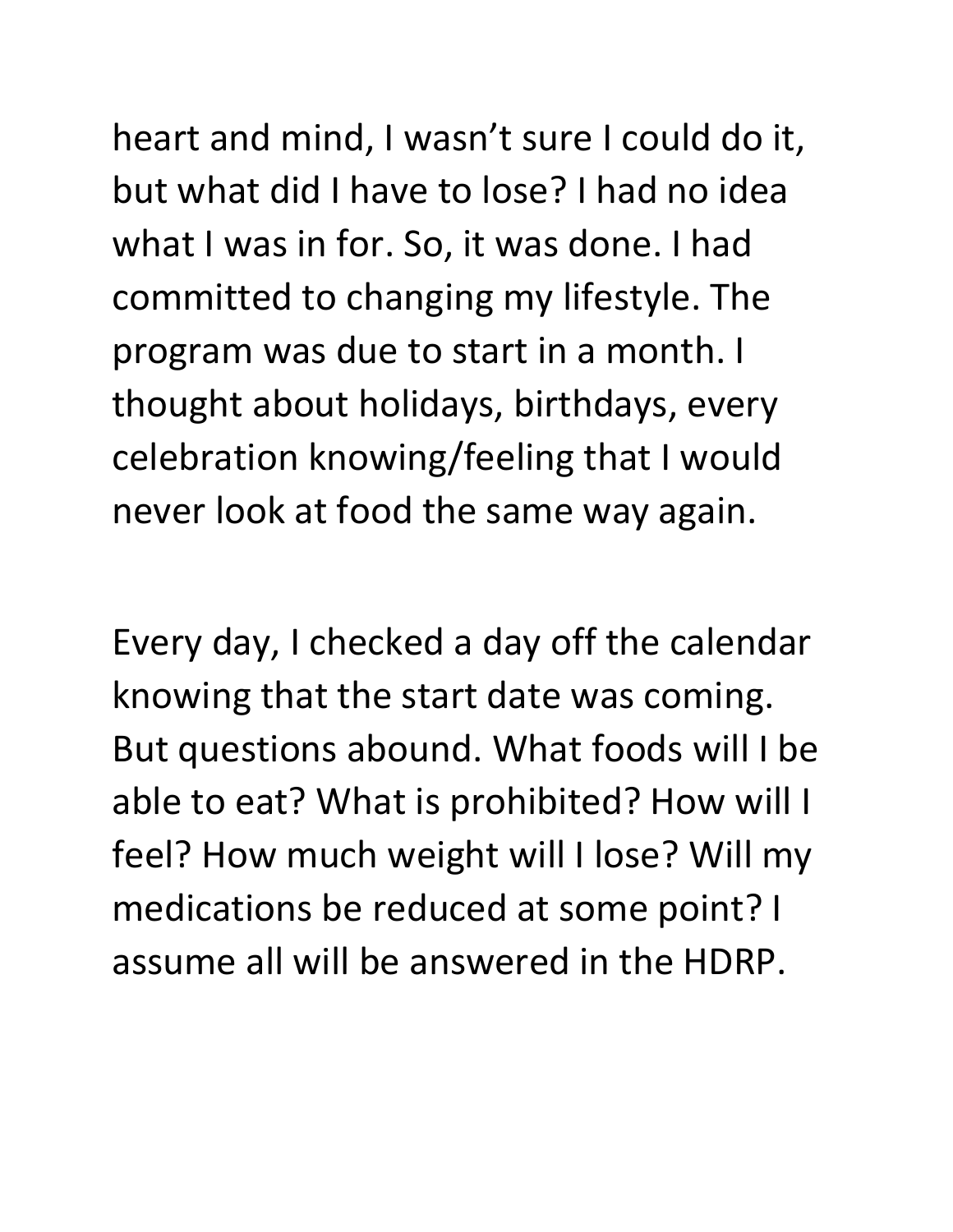heart and mind, I wasn't sure I could do it, but what did I have to lose? I had no idea what I was in for. So, it was done. I had committed to changing my lifestyle. The program was due to start in a month. I thought about holidays, birthdays, every celebration knowing/feeling that I would never look at food the same way again.

Every day, I checked a day off the calendar knowing that the start date was coming. But questions abound. What foods will I be able to eat? What is prohibited? How will I feel? How much weight will I lose? Will my medications be reduced at some point? I assume all will be answered in the HDRP.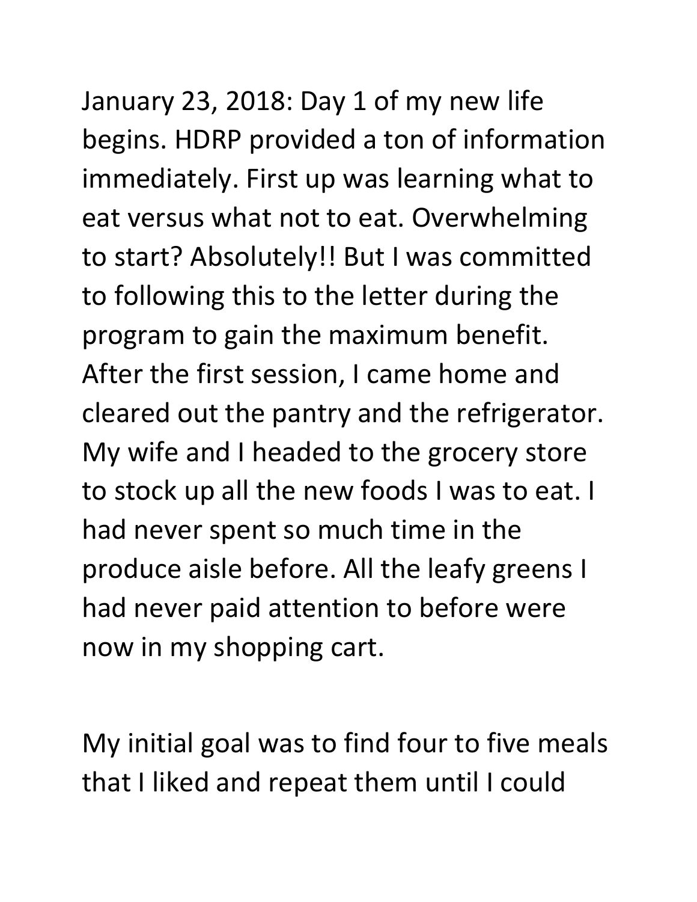January 23, 2018: Day 1 of my new life begins. HDRP provided a ton of information immediately. First up was learning what to eat versus what not to eat. Overwhelming to start? Absolutely!! But I was committed to following this to the letter during the program to gain the maximum benefit. After the first session, I came home and cleared out the pantry and the refrigerator. My wife and I headed to the grocery store to stock up all the new foods I was to eat. I had never spent so much time in the produce aisle before. All the leafy greens I had never paid attention to before were now in my shopping cart.

My initial goal was to find four to five meals that I liked and repeat them until I could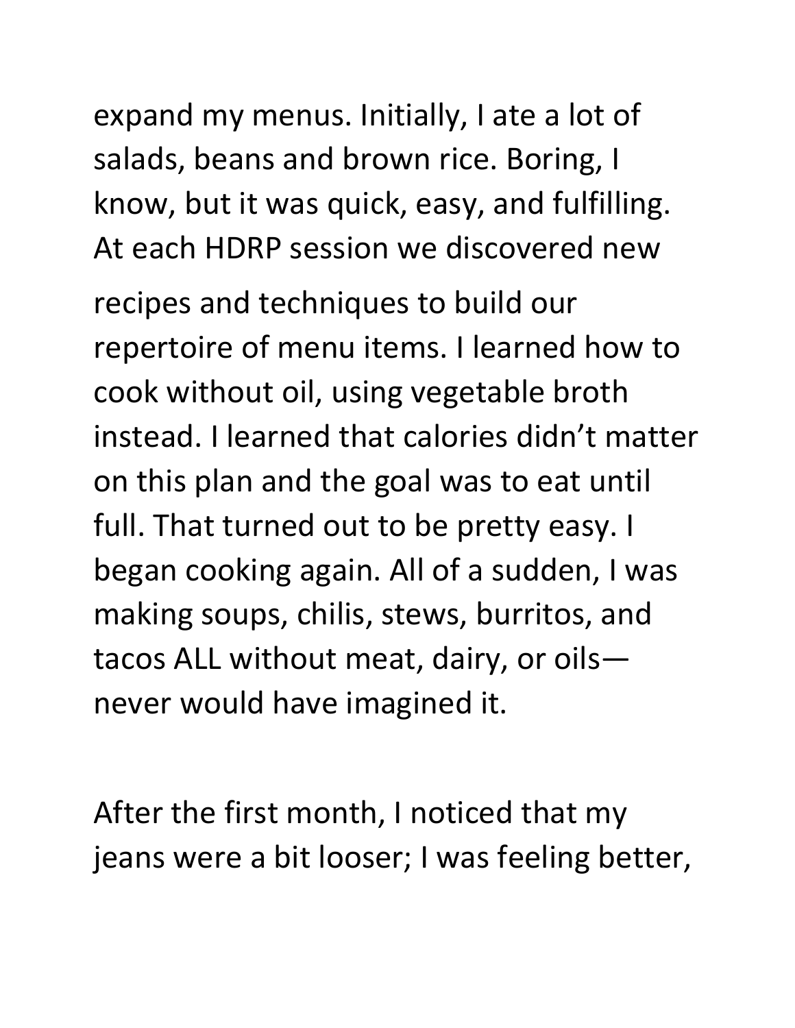expand my menus. Initially, I ate a lot of salads, beans and brown rice. Boring, I know, but it was quick, easy, and fulfilling. At each HDRP session we discovered new recipes and techniques to build our repertoire of menu items. I learned how to cook without oil, using vegetable broth instead. I learned that calories didn't matter on this plan and the goal was to eat until full. That turned out to be pretty easy. I began cooking again. All of a sudden, I was making soups, chilis, stews, burritos, and tacos ALL without meat, dairy, or oils—never would have imagined it.

After the first month, I noticed that my jeans were a bit looser; I was feeling better,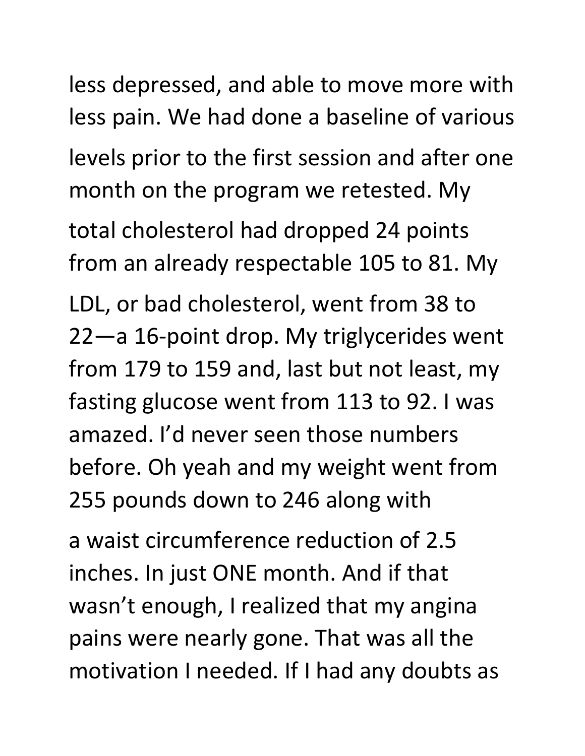less depressed, and able to move more with less pain. We had done a baseline of various levels prior to the first session and after one month on the program we retested. My total cholesterol had dropped 24 points from an already respectable 105 to 81. My LDL, or bad cholesterol, went from 38 to 22—a 16-point drop. My triglycerides went from 179 to 159 and, last but not least, my fasting glucose went from 113 to 92. I was amazed. I'd never seen those numbers before. Oh yeah and my weight went from 255 pounds down to 246 along with a waist circumference reduction of 2.5 inches. In just ONE month. And if that wasn't enough, I realized that my angina pains were nearly gone. That was all the motivation I needed. If I had any doubts as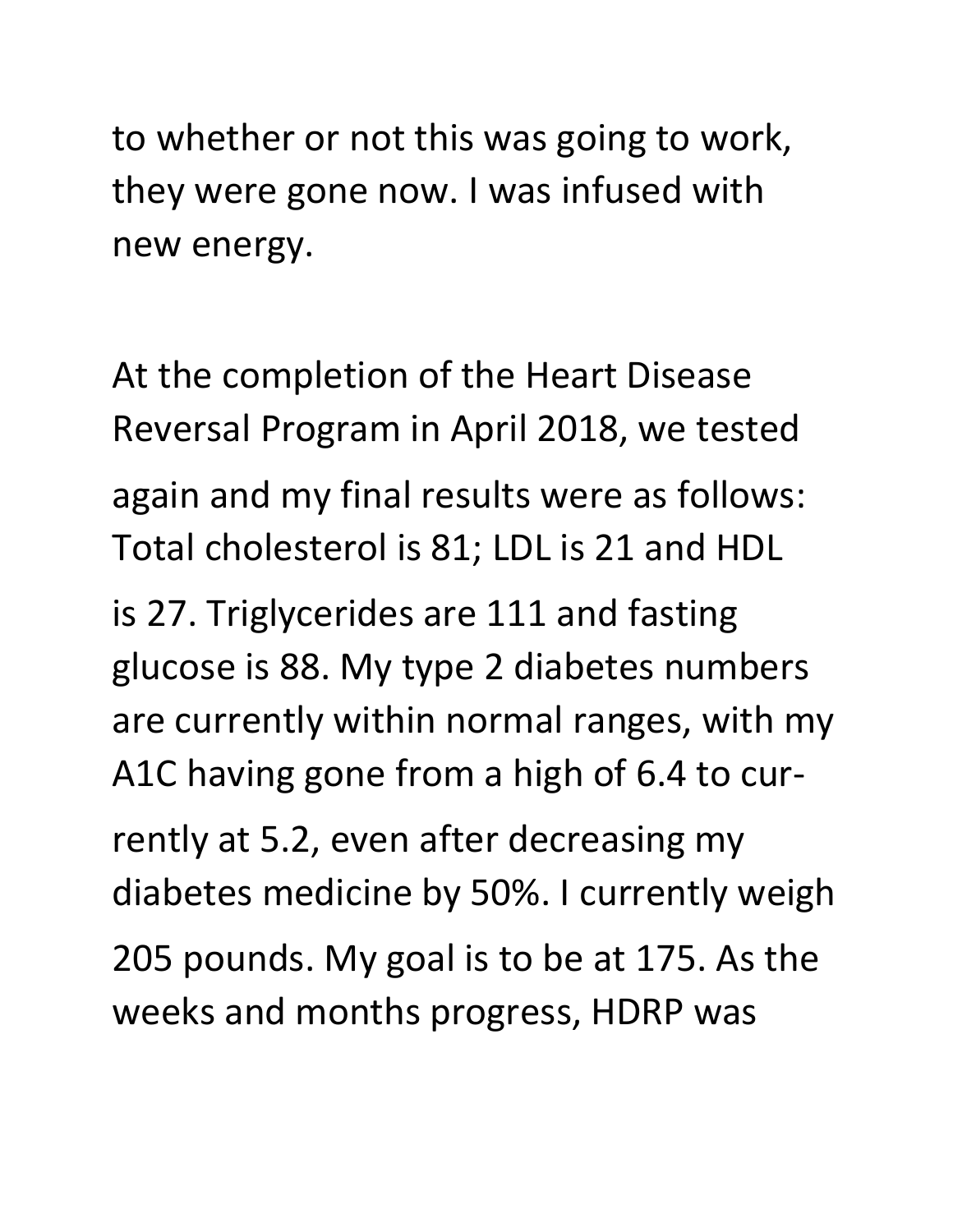to whether or not this was going to work, they were gone now. I was infused with new energy.

At the completion of the Heart Disease Reversal Program in April 2018, we tested again and my final results were as follows: Total cholesterol is 81; LDL is 21 and HDL is 27. Triglycerides are 111 and fasting glucose is 88. My type 2 diabetes numbers are currently within normal ranges, with my A1C having gone from a high of 6.4 to currently at 5.2, even after decreasing my diabetes medicine by 50%. I currently weigh 205 pounds. My goal is to be at 175. As the weeks and months progress, HDRP was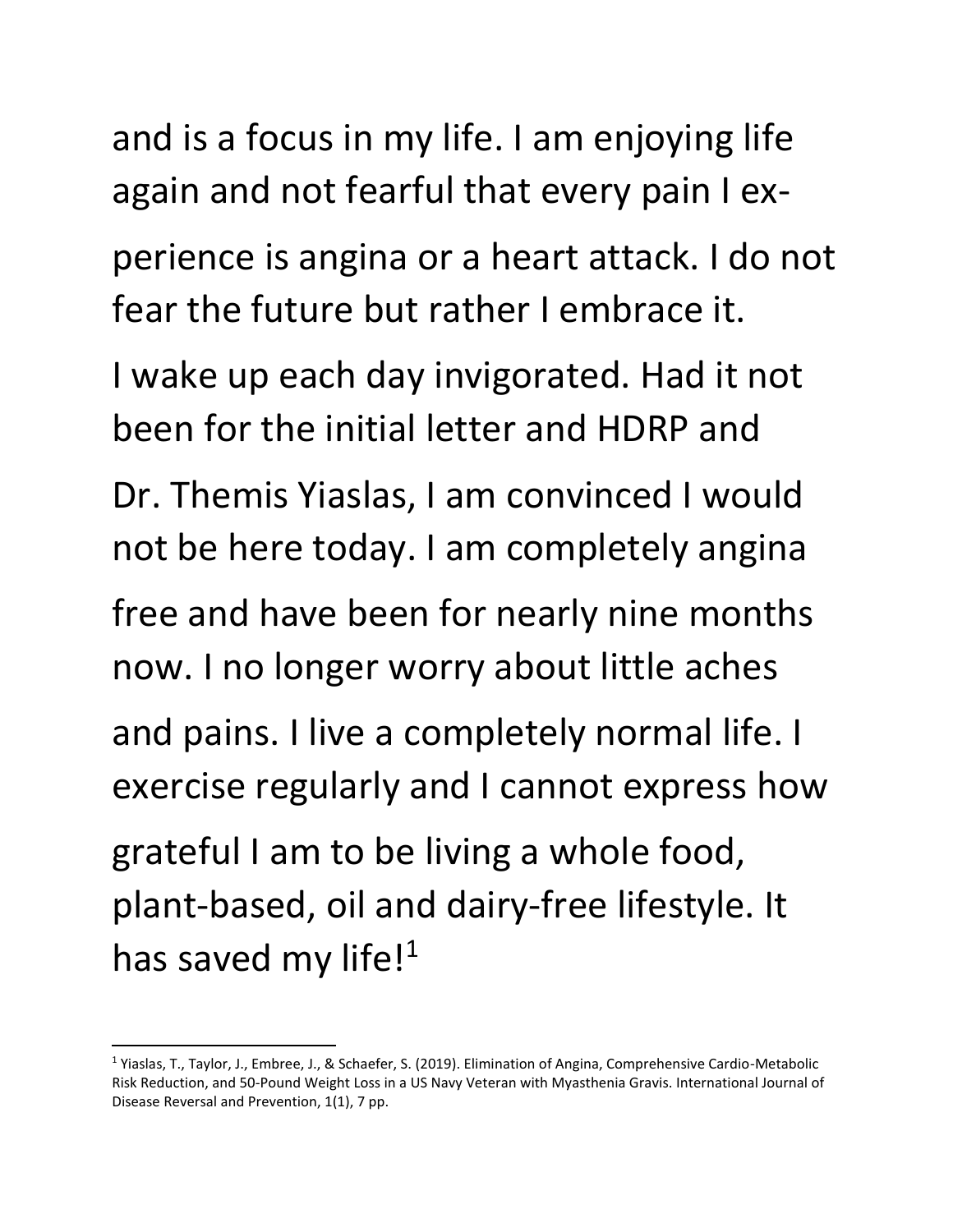and is a focus in my life. I am enjoying life again and not fearful that every pain I experience is angina or a heart attack. I do not fear the future but rather I embrace it.

I wake up each day invigorated. Had it not been for the initial letter and HDRP and Dr. Themis Yiaslas, I am convinced I would not be here today. I am completely angina free and have been for nearly nine months now. I no longer worry about little aches and pains. I live a completely normal life. I exercise regularly and I cannot express how grateful I am to be living a whole food, plant-based, oil and dairy-free lifestyle. It has saved my life![1]

---

[1] Yiaslas, T., Taylor, J., Embree, J., & Schaefer, S. (2019). Elimination of Angina, Comprehensive Cardio-Metabolic Risk Reduction, and 50-Pound Weight Loss in a US Navy Veteran with Myasthenia Gravis. International Journal of Disease Reversal and Prevention, 1(1), 7 pp.